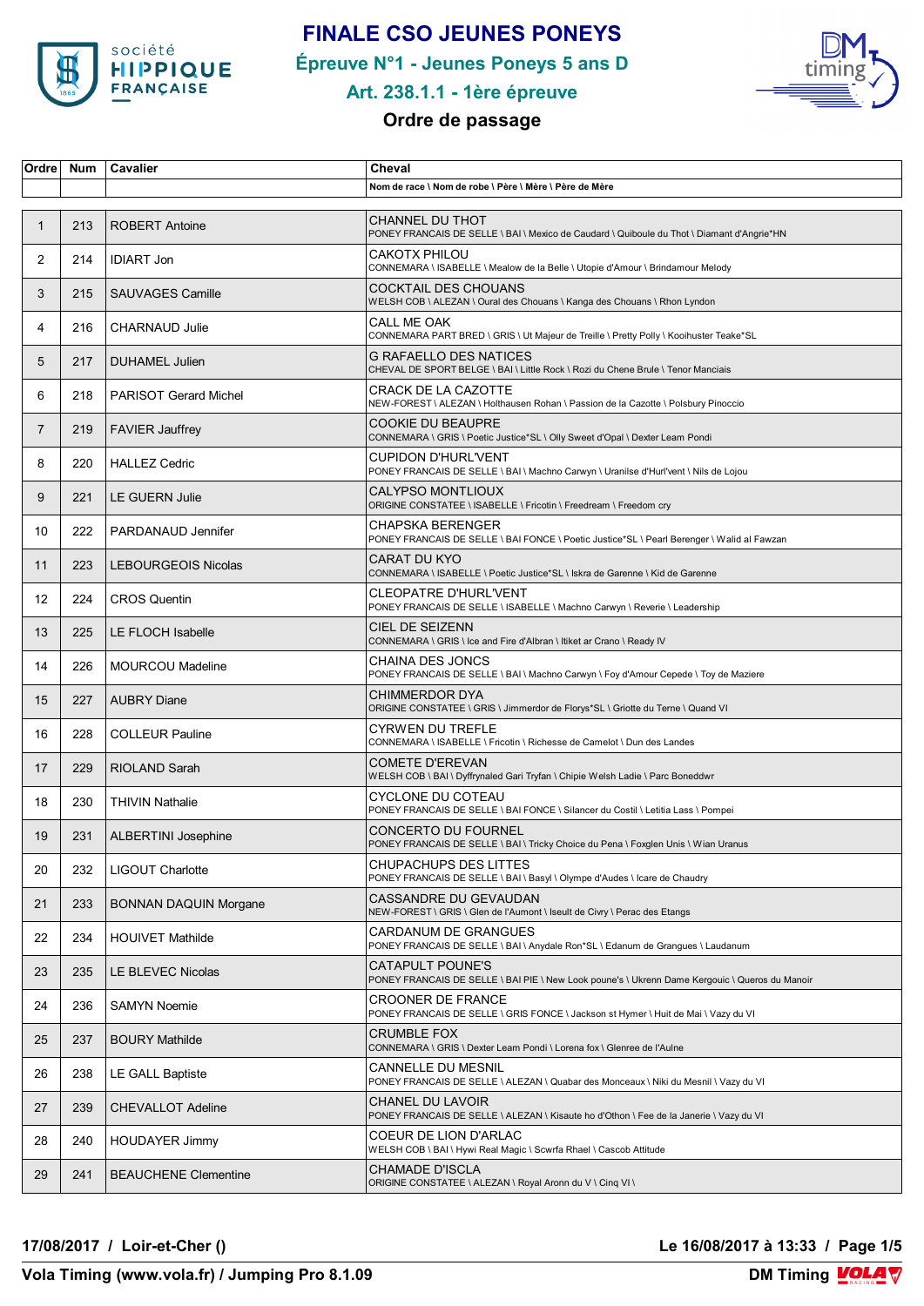# FINALE CSO JEUNES PONEYS

## Épreuve N°1 - Jeunes Poneys 5 ans D

## Art. 238.1.1 - 1ère épreuve

### Ordre de passage

| Ordre | Num | Cavalier | Cheval |
|---|---|---|---|
| | | | Nom de race \ Nom de robe \ Père \ Mère \ Père de Mère |
| 1 | 213 | ROBERT Antoine | CHANNEL DU THOT<br>PONEY FRANCAIS DE SELLE \ BAI \ Mexico de Caudard \ Quiboule du Thot \ Diamant d'Angrie*HN |
| 2 | 214 | IDIART Jon | CAKOTX PHILOU<br>CONNEMARA \ ISABELLE \ Mealow de la Belle \ Utopie d'Amour \ Brindamour Melody |
| 3 | 215 | SAUVAGES Camille | COCKTAIL DES CHOUANS<br>WELSH COB \ ALEZAN \ Oural des Chouans \ Kanga des Chouans \ Rhon Lyndon |
| 4 | 216 | CHARNAUD Julie | CALL ME OAK<br>CONNEMARA PART BRED \ GRIS \ Ut Majeur de Treille \ Pretty Polly \ Kooihuster Teake*SL |
| 5 | 217 | DUHAMEL Julien | G RAFAELLO DES NATICES<br>CHEVAL DE SPORT BELGE \ BAI \ Little Rock \ Rozi du Chene Brule \ Tenor Manciais |
| 6 | 218 | PARISOT Gerard Michel | CRACK DE LA CAZOTTE<br>NEW-FOREST \ ALEZAN \ Holthausen Rohan \ Passion de la Cazotte \ Polsbury Pinoccio |
| 7 | 219 | FAVIER Jauffrey | COOKIE DU BEAUPRE<br>CONNEMARA \ GRIS \ Poetic Justice*SL \ Olly Sweet d'Opal \ Dexter Leam Pondi |
| 8 | 220 | HALLEZ Cedric | CUPIDON D'HURL'VENT<br>PONEY FRANCAIS DE SELLE \ BAI \ Machno Carwyn \ Uranilse d'Hurl'vent \ Nils de Lojou |
| 9 | 221 | LE GUERN Julie | CALYPSO MONTLIOUX<br>ORIGINE CONSTATEE \ ISABELLE \ Fricotin \ Freedream \ Freedom cry |
| 10 | 222 | PARDANAUD Jennifer | CHAPSKA BERENGER<br>PONEY FRANCAIS DE SELLE \ BAI FONCE \ Poetic Justice*SL \ Pearl Berenger \ Walid al Fawzan |
| 11 | 223 | LEBOURGEOIS Nicolas | CARAT DU KYO<br>CONNEMARA \ ISABELLE \ Poetic Justice*SL \ Iskra de Garenne \ Kid de Garenne |
| 12 | 224 | CROS Quentin | CLEOPATRE D'HURL'VENT<br>PONEY FRANCAIS DE SELLE \ ISABELLE \ Machno Carwyn \ Reverie \ Leadership |
| 13 | 225 | LE FLOCH Isabelle | CIEL DE SEIZENN<br>CONNEMARA \ GRIS \ Ice and Fire d'Albran \ Itiket ar Crano \ Ready IV |
| 14 | 226 | MOURCOU Madeline | CHAINA DES JONCS<br>PONEY FRANCAIS DE SELLE \ BAI \ Machno Carwyn \ Foy d'Amour Cepede \ Toy de Maziere |
| 15 | 227 | AUBRY Diane | CHIMMERDOR DYA<br>ORIGINE CONSTATEE \ GRIS \ Jimmerdor de Florys*SL \ Griotte du Terne \ Quand VI |
| 16 | 228 | COLLEUR Pauline | CYRWEN DU TREFLE<br>CONNEMARA \ ISABELLE \ Fricotin \ Richesse de Camelot \ Dun des Landes |
| 17 | 229 | RIOLAND Sarah | COMETE D'EREVAN<br>WELSH COB \ BAI \ Dyffrynaled Gari Tryfan \ Chipie Welsh Ladie \ Parc Boneddwr |
| 18 | 230 | THIVIN Nathalie | CYCLONE DU COTEAU<br>PONEY FRANCAIS DE SELLE \ BAI FONCE \ Silancer du Costil \ Letitia Lass \ Pompei |
| 19 | 231 | ALBERTINI Josephine | CONCERTO DU FOURNEL<br>PONEY FRANCAIS DE SELLE \ BAI \ Tricky Choice du Pena \ Foxglen Unis \ Wian Uranus |
| 20 | 232 | LIGOUT Charlotte | CHUPACHUPS DES LITTES<br>PONEY FRANCAIS DE SELLE \ BAI \ Basyl \ Olympe d'Audes \ Icare de Chaudry |
| 21 | 233 | BONNAN DAQUIN Morgane | CASSANDRE DU GEVAUDAN<br>NEW-FOREST \ GRIS \ Glen de l'Aumont \ Iseult de Civry \ Perac des Etangs |
| 22 | 234 | HOUIVET Mathilde | CARDANUM DE GRANGUES<br>PONEY FRANCAIS DE SELLE \ BAI \ Anydale Ron*SL \ Edanum de Grangues \ Laudanum |
| 23 | 235 | LE BLEVEC Nicolas | CATAPULT POUNE'S<br>PONEY FRANCAIS DE SELLE \ BAI PIE \ New Look poune's \ Ukrenn Dame Kergouic \ Queros du Manoir |
| 24 | 236 | SAMYN Noemie | CROONER DE FRANCE<br>PONEY FRANCAIS DE SELLE \ GRIS FONCE \ Jackson st Hymer \ Huit de Mai \ Vazy du VI |
| 25 | 237 | BOURY Mathilde | CRUMBLE FOX<br>CONNEMARA \ GRIS \ Dexter Leam Pondi \ Lorena fox \ Glenree de l'Aulne |
| 26 | 238 | LE GALL Baptiste | CANNELLE DU MESNIL<br>PONEY FRANCAIS DE SELLE \ ALEZAN \ Quabar des Monceaux \ Niki du Mesnil \ Vazy du VI |
| 27 | 239 | CHEVALLOT Adeline | CHANEL DU LAVOIR<br>PONEY FRANCAIS DE SELLE \ ALEZAN \ Kisaute ho d'Othon \ Fee de la Janerie \ Vazy du VI |
| 28 | 240 | HOUDAYER Jimmy | COEUR DE LION D'ARLAC<br>WELSH COB \ BAI \ Hywi Real Magic \ Scwrfa Rhael \ Cascob Attitude |
| 29 | 241 | BEAUCHENE Clementine | CHAMADE D'ISCLA<br>ORIGINE CONSTATEE \ ALEZAN \ Royal Aronn du V \ Cinq VI \ |

17/08/2017 / Loir-et-Cher () — Le 16/08/2017 à 13:33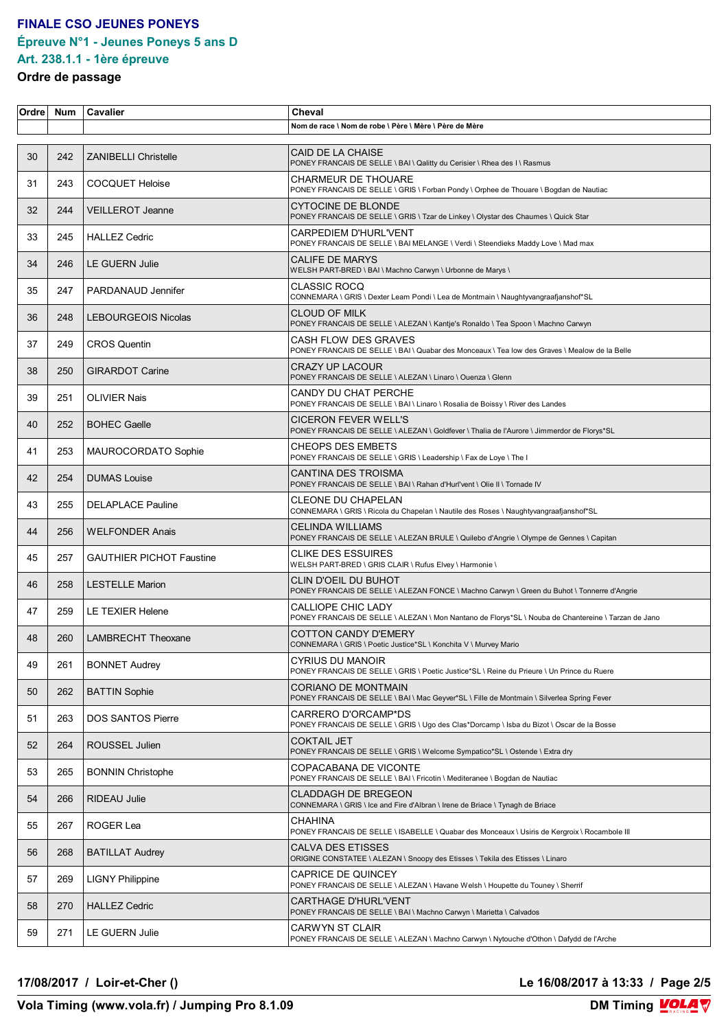# FINALE CSO JEUNES PONEYS

## Épreuve N°1 - Jeunes Poneys 5 ans D

## Art. 238.1.1 - 1ère épreuve

### Ordre de passage

| Ordre | Num | Cavalier | Cheval<br>Nom de race \ Nom de robe \ Père \ Mère \ Père de Mère |
|---|---|---|---|
| 30 | 242 | ZANIBELLI Christelle | CAID DE LA CHAISE<br>PONEY FRANCAIS DE SELLE \ BAI \ Qalitty du Cerisier \ Rhea des I \ Rasmus |
| 31 | 243 | COCQUET Heloise | CHARMEUR DE THOUARE<br>PONEY FRANCAIS DE SELLE \ GRIS \ Forban Pondy \ Orphee de Thouare \ Bogdan de Nautiac |
| 32 | 244 | VEILLEROT Jeanne | CYTOCINE DE BLONDE<br>PONEY FRANCAIS DE SELLE \ GRIS \ Tzar de Linkey \ Olystar des Chaumes \ Quick Star |
| 33 | 245 | HALLEZ Cedric | CARPEDIEM D'HURL'VENT<br>PONEY FRANCAIS DE SELLE \ BAI MELANGE \ Verdi \ Steendieks Maddy Love \ Mad max |
| 34 | 246 | LE GUERN Julie | CALIFE DE MARYS<br>WELSH PART-BRED \ BAI \ Machno Carwyn \ Urbonne de Marys \ |
| 35 | 247 | PARDANAUD Jennifer | CLASSIC ROCQ<br>CONNEMARA \ GRIS \ Dexter Leam Pondi \ Lea de Montmain \ Naughtyvangraafjanshof*SL |
| 36 | 248 | LEBOURGEOIS Nicolas | CLOUD OF MILK<br>PONEY FRANCAIS DE SELLE \ ALEZAN \ Kantje's Ronaldo \ Tea Spoon \ Machno Carwyn |
| 37 | 249 | CROS Quentin | CASH FLOW DES GRAVES<br>PONEY FRANCAIS DE SELLE \ BAI \ Quabar des Monceaux \ Tea low des Graves \ Mealow de la Belle |
| 38 | 250 | GIRARDOT Carine | CRAZY UP LACOUR<br>PONEY FRANCAIS DE SELLE \ ALEZAN \ Linaro \ Ouenza \ Glenn |
| 39 | 251 | OLIVIER Nais | CANDY DU CHAT PERCHE<br>PONEY FRANCAIS DE SELLE \ BAI \ Linaro \ Rosalia de Boissy \ River des Landes |
| 40 | 252 | BOHEC Gaelle | CICERON FEVER WELL'S<br>PONEY FRANCAIS DE SELLE \ ALEZAN \ Goldfever \ Thalia de l'Aurore \ Jimmerdor de Florys*SL |
| 41 | 253 | MAUROCORDATO Sophie | CHEOPS DES EMBETS<br>PONEY FRANCAIS DE SELLE \ GRIS \ Leadership \ Fax de Loye \ The I |
| 42 | 254 | DUMAS Louise | CANTINA DES TROISMA<br>PONEY FRANCAIS DE SELLE \ BAI \ Rahan d'Hurl'vent \ Olie II \ Tornade IV |
| 43 | 255 | DELAPLACE Pauline | CLEONE DU CHAPELAN<br>CONNEMARA \ GRIS \ Ricola du Chapelan \ Nautile des Roses \ Naughtyvangraafjanshof*SL |
| 44 | 256 | WELFONDER Anais | CELINDA WILLIAMS<br>PONEY FRANCAIS DE SELLE \ ALEZAN BRULE \ Quilebo d'Angrie \ Olympe de Gennes \ Capitan |
| 45 | 257 | GAUTHIER PICHOT Faustine | CLIKE DES ESSUIRES<br>WELSH PART-BRED \ GRIS CLAIR \ Rufus Elvey \ Harmonie \ |
| 46 | 258 | LESTELLE Marion | CLIN D'OEIL DU BUHOT<br>PONEY FRANCAIS DE SELLE \ ALEZAN FONCE \ Machno Carwyn \ Green du Buhot \ Tonnerre d'Angrie |
| 47 | 259 | LE TEXIER Helene | CALLIOPE CHIC LADY<br>PONEY FRANCAIS DE SELLE \ ALEZAN \ Mon Nantano de Florys*SL \ Nouba de Chantereine \ Tarzan de Jano |
| 48 | 260 | LAMBRECHT Theoxane | COTTON CANDY D'EMERY<br>CONNEMARA \ GRIS \ Poetic Justice*SL \ Konchita V \ Murvey Mario |
| 49 | 261 | BONNET Audrey | CYRIUS DU MANOIR<br>PONEY FRANCAIS DE SELLE \ GRIS \ Poetic Justice*SL \ Reine du Prieure \ Un Prince du Ruere |
| 50 | 262 | BATTIN Sophie | CORIANO DE MONTMAIN<br>PONEY FRANCAIS DE SELLE \ BAI \ Mac Geyver*SL \ Fille de Montmain \ Silverlea Spring Fever |
| 51 | 263 | DOS SANTOS Pierre | CARRERO D'ORCAMP*DS<br>PONEY FRANCAIS DE SELLE \ GRIS \ Ugo des Clas*Dorcamp \ Isba du Bizot \ Oscar de la Bosse |
| 52 | 264 | ROUSSEL Julien | COKTAIL JET<br>PONEY FRANCAIS DE SELLE \ GRIS \ Welcome Sympatico*SL \ Ostende \ Extra dry |
| 53 | 265 | BONNIN Christophe | COPACABANA DE VICONTE<br>PONEY FRANCAIS DE SELLE \ BAI \ Fricotin \ Mediteranee \ Bogdan de Nautiac |
| 54 | 266 | RIDEAU Julie | CLADDAGH DE BREGEON<br>CONNEMARA \ GRIS \ Ice and Fire d'Albran \ Irene de Briace \ Tynagh de Briace |
| 55 | 267 | ROGER Lea | CHAHINA<br>PONEY FRANCAIS DE SELLE \ ISABELLE \ Quabar des Monceaux \ Usiris de Kergroix \ Rocambole III |
| 56 | 268 | BATILLAT Audrey | CALVA DES ETISSES<br>ORIGINE CONSTATEE \ ALEZAN \ Snoopy des Etisses \ Tekila des Etisses \ Linaro |
| 57 | 269 | LIGNY Philippine | CAPRICE DE QUINCEY<br>PONEY FRANCAIS DE SELLE \ ALEZAN \ Havane Welsh \ Houpette du Touney \ Sherrif |
| 58 | 270 | HALLEZ Cedric | CARTHAGE D'HURL'VENT<br>PONEY FRANCAIS DE SELLE \ BAI \ Machno Carwyn \ Marietta \ Calvados |
| 59 | 271 | LE GUERN Julie | CARWYN ST CLAIR<br>PONEY FRANCAIS DE SELLE \ ALEZAN \ Machno Carwyn \ Nytouche d'Othon \ Dafydd de l'Arche |

**17/08/2017 / Loir-et-Cher ()** **Le 16/08/2017 à 13:33**

**Vola Timing (www.vola.fr) / Jumping Pro 8.1.09** **DM Timing**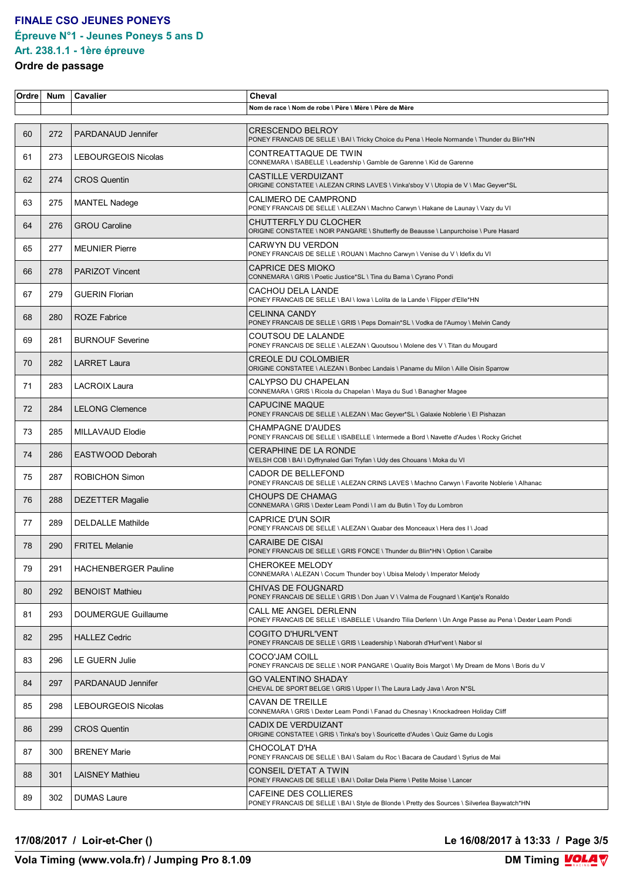# FINALE CSO JEUNES PONEYS

## Épreuve N°1 - Jeunes Poneys 5 ans D

### Art. 238.1.1 - 1ère épreuve

**Ordre de passage**

| Ordre | Num | Cavalier | Cheval<br>Nom de race \ Nom de robe \ Père \ Mère \ Père de Mère |
|---|---|---|---|
| 60 | 272 | PARDANAUD Jennifer | CRESCENDO BELROY<br>PONEY FRANCAIS DE SELLE \ BAI \ Tricky Choice du Pena \ Heole Normande \ Thunder du Blin*HN |
| 61 | 273 | LEBOURGEOIS Nicolas | CONTREATTAQUE DE TWIN<br>CONNEMARA \ ISABELLE \ Leadership \ Gamble de Garenne \ Kid de Garenne |
| 62 | 274 | CROS Quentin | CASTILLE VERDUIZANT<br>ORIGINE CONSTATEE \ ALEZAN CRINS LAVES \ Vinka'sboy V \ Utopia de V \ Mac Geyver*SL |
| 63 | 275 | MANTEL Nadege | CALIMERO DE CAMPROND<br>PONEY FRANCAIS DE SELLE \ ALEZAN \ Machno Carwyn \ Hakane de Launay \ Vazy du VI |
| 64 | 276 | GROU Caroline | CHUTTERFLY DU CLOCHER<br>ORIGINE CONSTATEE \ NOIR PANGARE \ Shutterfly de Beausse \ Lanpurchoise \ Pure Hasard |
| 65 | 277 | MEUNIER Pierre | CARWYN DU VERDON<br>PONEY FRANCAIS DE SELLE \ ROUAN \ Machno Carwyn \ Venise du V \ Idefix du VI |
| 66 | 278 | PARIZOT Vincent | CAPRICE DES MIOKO<br>CONNEMARA \ GRIS \ Poetic Justice*SL \ Tina du Bama \ Cyrano Pondi |
| 67 | 279 | GUERIN Florian | CACHOU DELA LANDE<br>PONEY FRANCAIS DE SELLE \ BAI \ Iowa \ Lolita de la Lande \ Flipper d'Elle*HN |
| 68 | 280 | ROZE Fabrice | CELINNA CANDY<br>PONEY FRANCAIS DE SELLE \ GRIS \ Peps Domain*SL \ Vodka de l'Aumoy \ Melvin Candy |
| 69 | 281 | BURNOUF Severine | COUTSOU DE LALANDE<br>PONEY FRANCAIS DE SELLE \ ALEZAN \ Quoutsou \ Molene des V \ Titan du Mougard |
| 70 | 282 | LARRET Laura | CREOLE DU COLOMBIER<br>ORIGINE CONSTATEE \ ALEZAN \ Bonbec Landais \ Paname du Milon \ Aille Oisin Sparrow |
| 71 | 283 | LACROIX Laura | CALYPSO DU CHAPELAN<br>CONNEMARA \ GRIS \ Ricola du Chapelan \ Maya du Sud \ Banagher Magee |
| 72 | 284 | LELONG Clemence | CAPUCINE MAQUE<br>PONEY FRANCAIS DE SELLE \ ALEZAN \ Mac Geyver*SL \ Galaxie Noblerie \ El Pishazan |
| 73 | 285 | MILLAVAUD Elodie | CHAMPAGNE D'AUDES<br>PONEY FRANCAIS DE SELLE \ ISABELLE \ Intermede a Bord \ Navette d'Audes \ Rocky Grichet |
| 74 | 286 | EASTWOOD Deborah | CERAPHINE DE LA RONDE<br>WELSH COB \ BAI \ Dyffrynaled Gari Tryfan \ Udy des Chouans \ Moka du VI |
| 75 | 287 | ROBICHON Simon | CADOR DE BELLEFOND<br>PONEY FRANCAIS DE SELLE \ ALEZAN CRINS LAVES \ Machno Carwyn \ Favorite Noblerie \ Alhanac |
| 76 | 288 | DEZETTER Magalie | CHOUPS DE CHAMAG<br>CONNEMARA \ GRIS \ Dexter Leam Pondi \ I am du Butin \ Toy du Lombron |
| 77 | 289 | DELDALLE Mathilde | CAPRICE D'UN SOIR<br>PONEY FRANCAIS DE SELLE \ ALEZAN \ Quabar des Monceaux \ Hera des I \ Joad |
| 78 | 290 | FRITEL Melanie | CARAIBE DE CISAI<br>PONEY FRANCAIS DE SELLE \ GRIS FONCE \ Thunder du Blin*HN \ Option \ Caraibe |
| 79 | 291 | HACHENBERGER Pauline | CHEROKEE MELODY<br>CONNEMARA \ ALEZAN \ Cocum Thunder boy \ Ubisa Melody \ Imperator Melody |
| 80 | 292 | BENOIST Mathieu | CHIVAS DE FOUGNARD<br>PONEY FRANCAIS DE SELLE \ GRIS \ Don Juan V \ Valma de Fougnard \ Kantje's Ronaldo |
| 81 | 293 | DOUMERGUE Guillaume | CALL ME ANGEL DERLENN<br>PONEY FRANCAIS DE SELLE \ ISABELLE \ Usandro Tilia Derlenn \ Un Ange Passe au Pena \ Dexter Leam Pondi |
| 82 | 295 | HALLEZ Cedric | COGITO D'HURL'VENT<br>PONEY FRANCAIS DE SELLE \ GRIS \ Leadership \ Naborah d'Hurl'vent \ Nabor sl |
| 83 | 296 | LE GUERN Julie | COCO'JAM COILL<br>PONEY FRANCAIS DE SELLE \ NOIR PANGARE \ Quality Bois Margot \ My Dream de Mons \ Boris du V |
| 84 | 297 | PARDANAUD Jennifer | GO VALENTINO SHADAY<br>CHEVAL DE SPORT BELGE \ GRIS \ Upper I \ The Laura Lady Java \ Aron N*SL |
| 85 | 298 | LEBOURGEOIS Nicolas | CAVAN DE TREILLE<br>CONNEMARA \ GRIS \ Dexter Leam Pondi \ Fanad du Chesnay \ Knockadreen Holiday Cliff |
| 86 | 299 | CROS Quentin | CADIX DE VERDUIZANT<br>ORIGINE CONSTATEE \ GRIS \ Tinka's boy \ Souricette d'Audes \ Quiz Game du Logis |
| 87 | 300 | BRENEY Marie | CHOCOLAT D'HA<br>PONEY FRANCAIS DE SELLE \ BAI \ Salam du Roc \ Bacara de Caudard \ Syrius de Mai |
| 88 | 301 | LAISNEY Mathieu | CONSEIL D'ETAT A TWIN<br>PONEY FRANCAIS DE SELLE \ BAI \ Dollar Dela Pierre \ Petite Moise \ Lancer |
| 89 | 302 | DUMAS Laure | CAFEINE DES COLLIERES<br>PONEY FRANCAIS DE SELLE \ BAI \ Style de Blonde \ Pretty des Sources \ Silverlea Baywatch*HN |

**17/08/2017 / Loir-et-Cher ()** — **Le 16/08/2017 à 13:33**

**Vola Timing (www.vola.fr) / Jumping Pro 8.1.09** — **DM Timing**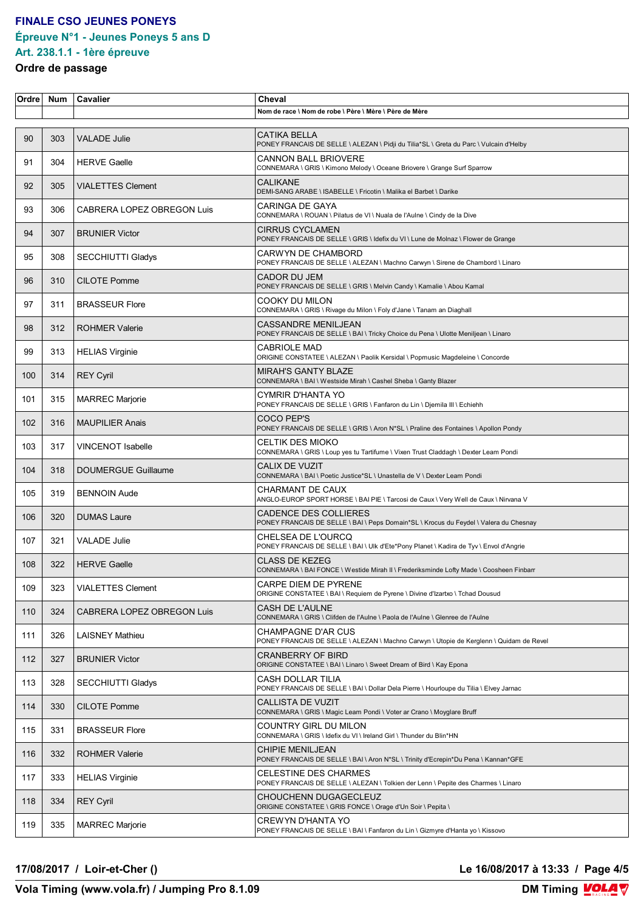**FINALE CSO JEUNES PONEYS**

**Épreuve N°1 - Jeunes Poneys 5 ans D**

**Art. 238.1.1 - 1ère épreuve**

**Ordre de passage**

| Ordre | Num | Cavalier | Cheval |
|---|---|---|---|
| | | | Nom de race \ Nom de robe \ Père \ Mère \ Père de Mère |
| 90 | 303 | VALADE Julie | CATIKA BELLA<br>PONEY FRANCAIS DE SELLE \ ALEZAN \ Pidji du Tilia*SL \ Greta du Parc \ Vulcain d'Helby |
| 91 | 304 | HERVE Gaelle | CANNON BALL BRIOVERE<br>CONNEMARA \ GRIS \ Kimono Melody \ Oceane Briovere \ Grange Surf Sparrow |
| 92 | 305 | VIALETTES Clement | CALIKANE<br>DEMI-SANG ARABE \ ISABELLE \ Fricotin \ Malika el Barbet \ Darike |
| 93 | 306 | CABRERA LOPEZ OBREGON Luis | CARINGA DE GAYA<br>CONNEMARA \ ROUAN \ Pilatus de VI \ Nuala de l'Aulne \ Cindy de la Dive |
| 94 | 307 | BRUNIER Victor | CIRRUS CYCLAMEN<br>PONEY FRANCAIS DE SELLE \ GRIS \ Idefix du VI \ Lune de Molnaz \ Flower de Grange |
| 95 | 308 | SECCHIUTTI Gladys | CARWYN DE CHAMBORD<br>PONEY FRANCAIS DE SELLE \ ALEZAN \ Machno Carwyn \ Sirene de Chambord \ Linaro |
| 96 | 310 | CILOTE Pomme | CADOR DU JEM<br>PONEY FRANCAIS DE SELLE \ GRIS \ Melvin Candy \ Kamalie \ Abou Kamal |
| 97 | 311 | BRASSEUR Flore | COOKY DU MILON<br>CONNEMARA \ GRIS \ Rivage du Milon \ Foly d'Jane \ Tanam an Diaghall |
| 98 | 312 | ROHMER Valerie | CASSANDRE MENILJEAN<br>PONEY FRANCAIS DE SELLE \ BAI \ Tricky Choice du Pena \ Ulotte Meniljean \ Linaro |
| 99 | 313 | HELIAS Virginie | CABRIOLE MAD<br>ORIGINE CONSTATEE \ ALEZAN \ Paolik Kersidal \ Popmusic Magdeleine \ Concorde |
| 100 | 314 | REY Cyril | MIRAH'S GANTY BLAZE<br>CONNEMARA \ BAI \ Westside Mirah \ Cashel Sheba \ Ganty Blazer |
| 101 | 315 | MARREC Marjorie | CYMRIR D'HANTA YO<br>PONEY FRANCAIS DE SELLE \ GRIS \ Fanfaron du Lin \ Djemila III \ Echiehh |
| 102 | 316 | MAUPILIER Anais | COCO PEP'S<br>PONEY FRANCAIS DE SELLE \ GRIS \ Aron N*SL \ Praline des Fontaines \ Apollon Pondy |
| 103 | 317 | VINCENOT Isabelle | CELTIK DES MIOKO<br>CONNEMARA \ GRIS \ Loup yes tu Tartifume \ Vixen Trust Claddagh \ Dexter Leam Pondi |
| 104 | 318 | DOUMERGUE Guillaume | CALIX DE VUZIT<br>CONNEMARA \ BAI \ Poetic Justice*SL \ Unastella de V \ Dexter Leam Pondi |
| 105 | 319 | BENNOIN Aude | CHARMANT DE CAUX<br>ANGLO-EUROP SPORT HORSE \ BAI PIE \ Tarcosi de Caux \ Very Well de Caux \ Nirvana V |
| 106 | 320 | DUMAS Laure | CADENCE DES COLLIERES<br>PONEY FRANCAIS DE SELLE \ BAI \ Peps Domain*SL \ Krocus du Feydel \ Valera du Chesnay |
| 107 | 321 | VALADE Julie | CHELSEA DE L'OURCQ<br>PONEY FRANCAIS DE SELLE \ BAI \ Ulk d'Ete*Pony Planet \ Kadira de Tyv \ Envol d'Angrie |
| 108 | 322 | HERVE Gaelle | CLASS DE KEZEG<br>CONNEMARA \ BAI FONCE \ Westide Mirah II \ Frederiksminde Lofty Made \ Coosheen Finbarr |
| 109 | 323 | VIALETTES Clement | CARPE DIEM DE PYRENE<br>ORIGINE CONSTATEE \ BAI \ Requiem de Pyrene \ Divine d'Izartxo \ Tchad Dousud |
| 110 | 324 | CABRERA LOPEZ OBREGON Luis | CASH DE L'AULNE<br>CONNEMARA \ GRIS \ Clifden de l'Aulne \ Paola de l'Aulne \ Glenree de l'Aulne |
| 111 | 326 | LAISNEY Mathieu | CHAMPAGNE D'AR CUS<br>PONEY FRANCAIS DE SELLE \ ALEZAN \ Machno Carwyn \ Utopie de Kerglenn \ Quidam de Revel |
| 112 | 327 | BRUNIER Victor | CRANBERRY OF BIRD<br>ORIGINE CONSTATEE \ BAI \ Linaro \ Sweet Dream of Bird \ Kay Epona |
| 113 | 328 | SECCHIUTTI Gladys | CASH DOLLAR TILIA<br>PONEY FRANCAIS DE SELLE \ BAI \ Dollar Dela Pierre \ Hourloupe du Tilia \ Elvey Jarnac |
| 114 | 330 | CILOTE Pomme | CALLISTA DE VUZIT<br>CONNEMARA \ GRIS \ Magic Leam Pondi \ Voter ar Crano \ Moyglare Bruff |
| 115 | 331 | BRASSEUR Flore | COUNTRY GIRL DU MILON<br>CONNEMARA \ GRIS \ Idefix du VI \ Ireland Girl \ Thunder du Blin*HN |
| 116 | 332 | ROHMER Valerie | CHIPIE MENILJEAN<br>PONEY FRANCAIS DE SELLE \ BAI \ Aron N*SL \ Trinity d'Ecrepin*Du Pena \ Kannan*GFE |
| 117 | 333 | HELIAS Virginie | CELESTINE DES CHARMES<br>PONEY FRANCAIS DE SELLE \ ALEZAN \ Tolkien der Lenn \ Pepite des Charmes \ Linaro |
| 118 | 334 | REY Cyril | CHOUCHENN DUGAGECLEUZ<br>ORIGINE CONSTATEE \ GRIS FONCE \ Orage d'Un Soir \ Pepita \ |
| 119 | 335 | MARREC Marjorie | CREWYN D'HANTA YO<br>PONEY FRANCAIS DE SELLE \ BAI \ Fanfaron du Lin \ Gizmyre d'Hanta yo \ Kissovo |

17/08/2017 / Loir-et-Cher () — Le 16/08/2017 à 13:33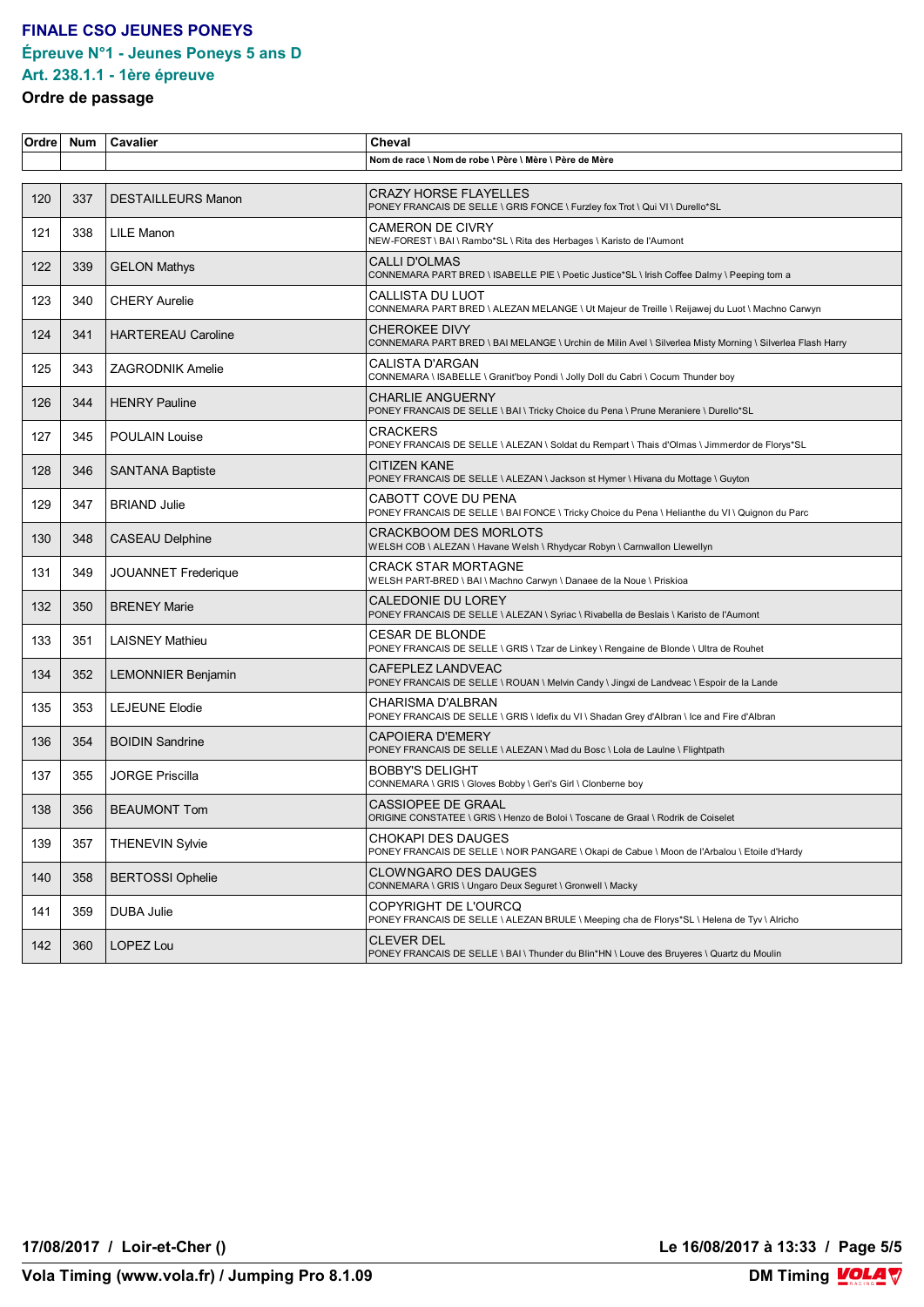# FINALE CSO JEUNES PONEYS

## Épreuve N°1 - Jeunes Poneys 5 ans D

## Art. 238.1.1 - 1ère épreuve

**Ordre de passage**

| Ordre | Num | Cavalier | Cheval<br>Nom de race \ Nom de robe \ Père \ Mère \ Père de Mère |
|---|---|---|---|
| 120 | 337 | DESTAILLEURS Manon | CRAZY HORSE FLAYELLES<br>PONEY FRANCAIS DE SELLE \ GRIS FONCE \ Furzley fox Trot \ Qui VI \ Durello*SL |
| 121 | 338 | LILE Manon | CAMERON DE CIVRY<br>NEW-FOREST \ BAI \ Rambo*SL \ Rita des Herbages \ Karisto de l'Aumont |
| 122 | 339 | GELON Mathys | CALLI D'OLMAS<br>CONNEMARA PART BRED \ ISABELLE PIE \ Poetic Justice*SL \ Irish Coffee Dalmy \ Peeping tom a |
| 123 | 340 | CHERY Aurelie | CALLISTA DU LUOT<br>CONNEMARA PART BRED \ ALEZAN MELANGE \ Ut Majeur de Treille \ Reijawej du Luot \ Machno Carwyn |
| 124 | 341 | HARTEREAU Caroline | CHEROKEE DIVY<br>CONNEMARA PART BRED \ BAI MELANGE \ Urchin de Milin Avel \ Silverlea Misty Morning \ Silverlea Flash Harry |
| 125 | 343 | ZAGRODNIK Amelie | CALISTA D'ARGAN<br>CONNEMARA \ ISABELLE \ Granit'boy Pondi \ Jolly Doll du Cabri \ Cocum Thunder boy |
| 126 | 344 | HENRY Pauline | CHARLIE ANGUERNY<br>PONEY FRANCAIS DE SELLE \ BAI \ Tricky Choice du Pena \ Prune Meraniere \ Durello*SL |
| 127 | 345 | POULAIN Louise | CRACKERS<br>PONEY FRANCAIS DE SELLE \ ALEZAN \ Soldat du Rempart \ Thais d'Olmas \ Jimmerdor de Florys*SL |
| 128 | 346 | SANTANA Baptiste | CITIZEN KANE<br>PONEY FRANCAIS DE SELLE \ ALEZAN \ Jackson st Hymer \ Hivana du Mottage \ Guyton |
| 129 | 347 | BRIAND Julie | CABOTT COVE DU PENA<br>PONEY FRANCAIS DE SELLE \ BAI FONCE \ Tricky Choice du Pena \ Helianthe du VI \ Quignon du Parc |
| 130 | 348 | CASEAU Delphine | CRACKBOOM DES MORLOTS<br>WELSH COB \ ALEZAN \ Havane Welsh \ Rhydycar Robyn \ Carnwallon Llewellyn |
| 131 | 349 | JOUANNET Frederique | CRACK STAR MORTAGNE<br>WELSH PART-BRED \ BAI \ Machno Carwyn \ Danaee de la Noue \ Priskioa |
| 132 | 350 | BRENEY Marie | CALEDONIE DU LOREY<br>PONEY FRANCAIS DE SELLE \ ALEZAN \ Syriac \ Rivabella de Beslais \ Karisto de l'Aumont |
| 133 | 351 | LAISNEY Mathieu | CESAR DE BLONDE<br>PONEY FRANCAIS DE SELLE \ GRIS \ Tzar de Linkey \ Rengaine de Blonde \ Ultra de Rouhet |
| 134 | 352 | LEMONNIER Benjamin | CAFEPLEZ LANDVEAC<br>PONEY FRANCAIS DE SELLE \ ROUAN \ Melvin Candy \ Jingxi de Landveac \ Espoir de la Lande |
| 135 | 353 | LEJEUNE Elodie | CHARISMA D'ALBRAN<br>PONEY FRANCAIS DE SELLE \ GRIS \ Idefix du VI \ Shadan Grey d'Albran \ Ice and Fire d'Albran |
| 136 | 354 | BOIDIN Sandrine | CAPOIERA D'EMERY<br>PONEY FRANCAIS DE SELLE \ ALEZAN \ Mad du Bosc \ Lola de Laulne \ Flightpath |
| 137 | 355 | JORGE Priscilla | BOBBY'S DELIGHT<br>CONNEMARA \ GRIS \ Gloves Bobby \ Geri's Girl \ Clonberne boy |
| 138 | 356 | BEAUMONT Tom | CASSIOPEE DE GRAAL<br>ORIGINE CONSTATEE \ GRIS \ Henzo de Boloi \ Toscane de Graal \ Rodrik de Coiselet |
| 139 | 357 | THENEVIN Sylvie | CHOKAPI DES DAUGES<br>PONEY FRANCAIS DE SELLE \ NOIR PANGARE \ Okapi de Cabue \ Moon de l'Arbalou \ Etoile d'Hardy |
| 140 | 358 | BERTOSSI Ophelie | CLOWNGARO DES DAUGES<br>CONNEMARA \ GRIS \ Ungaro Deux Seguret \ Gronwell \ Macky |
| 141 | 359 | DUBA Julie | COPYRIGHT DE L'OURCQ<br>PONEY FRANCAIS DE SELLE \ ALEZAN BRULE \ Meeping cha de Florys*SL \ Helena de Tyv \ Alricho |
| 142 | 360 | LOPEZ Lou | CLEVER DEL<br>PONEY FRANCAIS DE SELLE \ BAI \ Thunder du Blin*HN \ Louve des Bruyeres \ Quartz du Moulin |

17/08/2017 / Loir-et-Cher () — Le 16/08/2017 à 13:33

Vola Timing (www.vola.fr) / Jumping Pro 8.1.09 — DM Timing